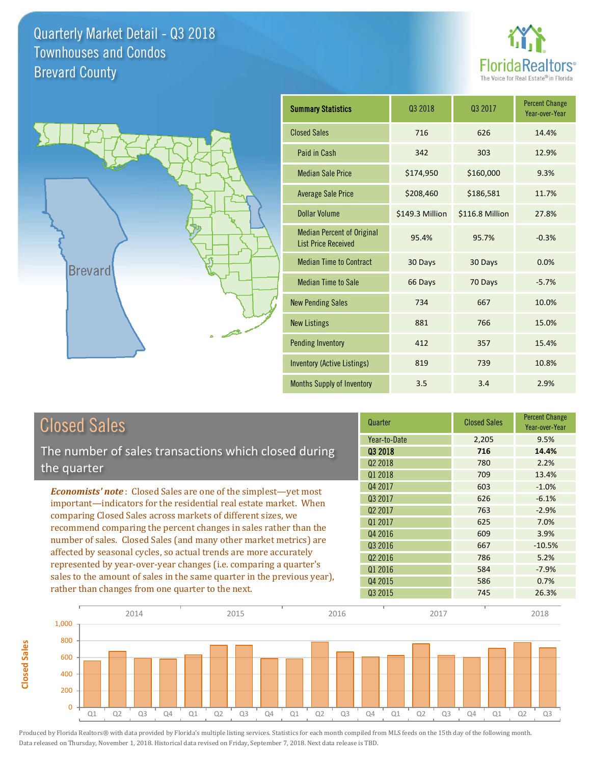# Quarterly Market Detail - Q3 2018
## Townhouses and Condos
## Brevard County

FloridaRealtors® The Voice for Real Estate® in Florida

Brevard

| Summary Statistics | Q3 2018 | Q3 2017 | Percent Change Year-over-Year |
|---|---|---|---|
| Closed Sales | 716 | 626 | 14.4% |
| Paid in Cash | 342 | 303 | 12.9% |
| Median Sale Price | $174,950 | $160,000 | 9.3% |
| Average Sale Price | $208,460 | $186,581 | 11.7% |
| Dollar Volume | $149.3 Million | $116.8 Million | 27.8% |
| Median Percent of Original List Price Received | 95.4% | 95.7% | -0.3% |
| Median Time to Contract | 30 Days | 30 Days | 0.0% |
| Median Time to Sale | 66 Days | 70 Days | -5.7% |
| New Pending Sales | 734 | 667 | 10.0% |
| New Listings | 881 | 766 | 15.0% |
| Pending Inventory | 412 | 357 | 15.4% |
| Inventory (Active Listings) | 819 | 739 | 10.8% |
| Months Supply of Inventory | 3.5 | 3.4 | 2.9% |

## Closed Sales

The number of sales transactions which closed during the quarter

***Economists' note***: Closed Sales are one of the simplest—yet most important—indicators for the residential real estate market. When comparing Closed Sales across markets of different sizes, we recommend comparing the percent changes in sales rather than the number of sales. Closed Sales (and many other market metrics) are affected by seasonal cycles, so actual trends are more accurately represented by year-over-year changes (i.e. comparing a quarter's sales to the amount of sales in the same quarter in the previous year), rather than changes from one quarter to the next.

| Quarter | Closed Sales | Percent Change Year-over-Year |
|---|---|---|
| Year-to-Date | 2,205 | 9.5% |
| **Q3 2018** | **716** | **14.4%** |
| Q2 2018 | 780 | 2.2% |
| Q1 2018 | 709 | 13.4% |
| Q4 2017 | 603 | -1.0% |
| Q3 2017 | 626 | -6.1% |
| Q2 2017 | 763 | -2.9% |
| Q1 2017 | 625 | 7.0% |
| Q4 2016 | 609 | 3.9% |
| Q3 2016 | 667 | -10.5% |
| Q2 2016 | 786 | 5.2% |
| Q1 2016 | 584 | -7.9% |
| Q4 2015 | 586 | 0.7% |
| Q3 2015 | 745 | 26.3% |

Produced by Florida Realtors® with data provided by Florida's multiple listing services. Statistics for each month compiled from MLS feeds on the 15th day of the following month. Data released on Thursday, November 1, 2018. Historical data revised on Friday, September 7, 2018. Next data release is TBD.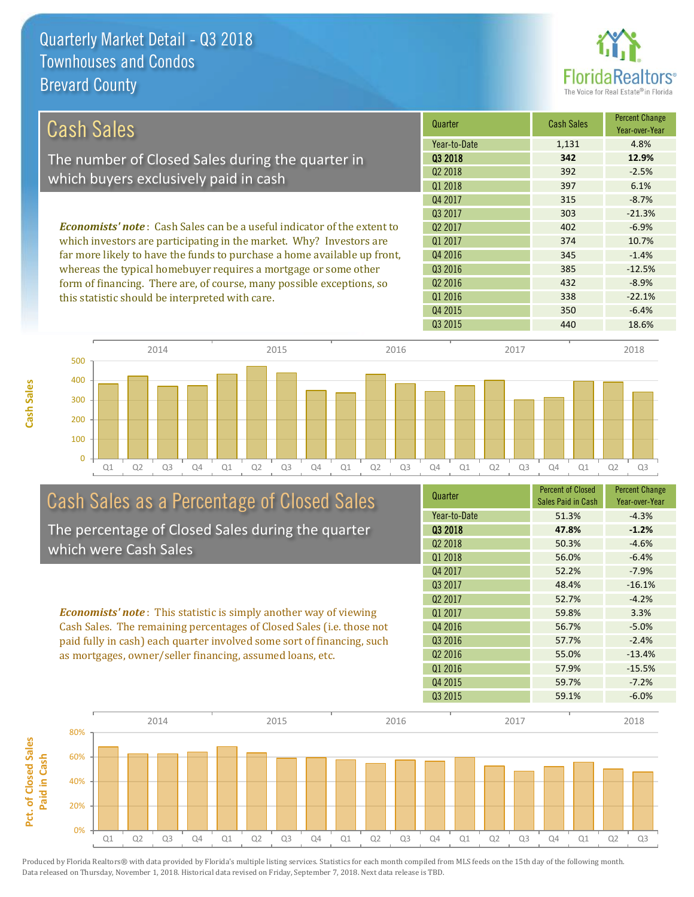# Quarterly Market Detail - Q3 2018
## Townhouses and Condos
## Brevard County

## Cash Sales

The number of Closed Sales during the quarter in which buyers exclusively paid in cash

***Economists' note***: Cash Sales can be a useful indicator of the extent to which investors are participating in the market. Why? Investors are far more likely to have the funds to purchase a home available up front, whereas the typical homebuyer requires a mortgage or some other form of financing. There are, of course, many possible exceptions, so this statistic should be interpreted with care.

| Quarter | Cash Sales | Percent Change Year-over-Year |
|---|---|---|
| Year-to-Date | 1,131 | 4.8% |
| **Q3 2018** | **342** | **12.9%** |
| Q2 2018 | 392 | -2.5% |
| Q1 2018 | 397 | 6.1% |
| Q4 2017 | 315 | -8.7% |
| Q3 2017 | 303 | -21.3% |
| Q2 2017 | 402 | -6.9% |
| Q1 2017 | 374 | 10.7% |
| Q4 2016 | 345 | -1.4% |
| Q3 2016 | 385 | -12.5% |
| Q2 2016 | 432 | -8.9% |
| Q1 2016 | 338 | -22.1% |
| Q4 2015 | 350 | -6.4% |
| Q3 2015 | 440 | 18.6% |

## Cash Sales as a Percentage of Closed Sales

The percentage of Closed Sales during the quarter which were Cash Sales

***Economists' note***: This statistic is simply another way of viewing Cash Sales. The remaining percentages of Closed Sales (i.e. those not paid fully in cash) each quarter involved some sort of financing, such as mortgages, owner/seller financing, assumed loans, etc.

| Quarter | Percent of Closed Sales Paid in Cash | Percent Change Year-over-Year |
|---|---|---|
| Year-to-Date | 51.3% | -4.3% |
| **Q3 2018** | **47.8%** | **-1.2%** |
| Q2 2018 | 50.3% | -4.6% |
| Q1 2018 | 56.0% | -6.4% |
| Q4 2017 | 52.2% | -7.9% |
| Q3 2017 | 48.4% | -16.1% |
| Q2 2017 | 52.7% | -4.2% |
| Q1 2017 | 59.8% | 3.3% |
| Q4 2016 | 56.7% | -5.0% |
| Q3 2016 | 57.7% | -2.4% |
| Q2 2016 | 55.0% | -13.4% |
| Q1 2016 | 57.9% | -15.5% |
| Q4 2015 | 59.7% | -7.2% |
| Q3 2015 | 59.1% | -6.0% |

Produced by Florida Realtors® with data provided by Florida's multiple listing services. Statistics for each month compiled from MLS feeds on the 15th day of the following month. Data released on Thursday, November 1, 2018. Historical data revised on Friday, September 7, 2018. Next data release is TBD.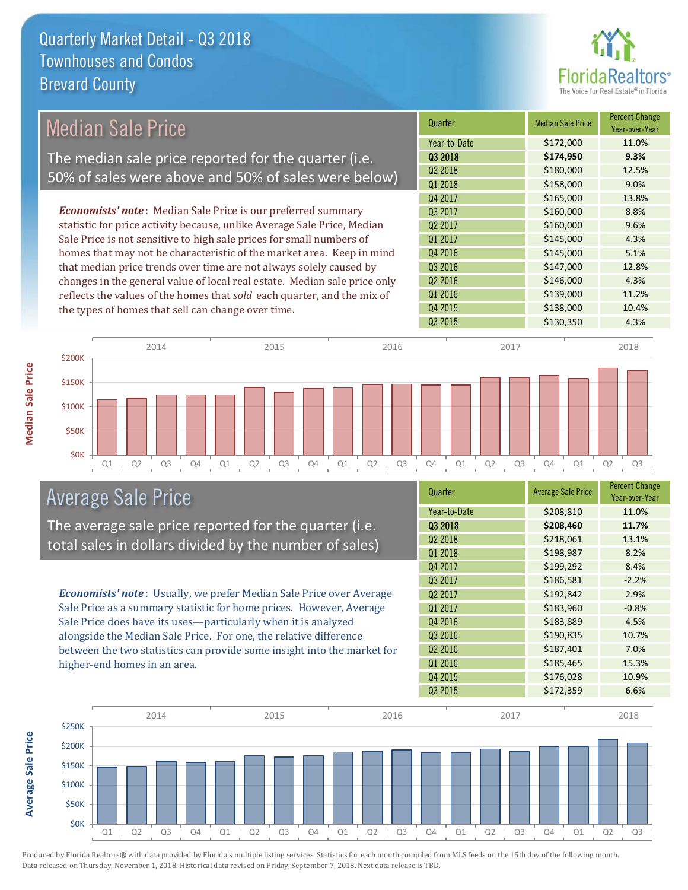# Quarterly Market Detail - Q3 2018
## Townhouses and Condos
## Brevard County

## Median Sale Price

The median sale price reported for the quarter (i.e. 50% of sales were above and 50% of sales were below)

***Economists' note***: Median Sale Price is our preferred summary statistic for price activity because, unlike Average Sale Price, Median Sale Price is not sensitive to high sale prices for small numbers of homes that may not be characteristic of the market area. Keep in mind that median price trends over time are not always solely caused by changes in the general value of local real estate. Median sale price only reflects the values of the homes that *sold* each quarter, and the mix of the types of homes that sell can change over time.

| Quarter | Median Sale Price | Percent Change Year-over-Year |
|---|---|---|
| Year-to-Date | $172,000 | 11.0% |
| **Q3 2018** | **$174,950** | **9.3%** |
| Q2 2018 | $180,000 | 12.5% |
| Q1 2018 | $158,000 | 9.0% |
| Q4 2017 | $165,000 | 13.8% |
| Q3 2017 | $160,000 | 8.8% |
| Q2 2017 | $160,000 | 9.6% |
| Q1 2017 | $145,000 | 4.3% |
| Q4 2016 | $145,000 | 5.1% |
| Q3 2016 | $147,000 | 12.8% |
| Q2 2016 | $146,000 | 4.3% |
| Q1 2016 | $139,000 | 11.2% |
| Q4 2015 | $138,000 | 10.4% |
| Q3 2015 | $130,350 | 4.3% |

## Average Sale Price

The average sale price reported for the quarter (i.e. total sales in dollars divided by the number of sales)

***Economists' note***: Usually, we prefer Median Sale Price over Average Sale Price as a summary statistic for home prices. However, Average Sale Price does have its uses—particularly when it is analyzed alongside the Median Sale Price. For one, the relative difference between the two statistics can provide some insight into the market for higher-end homes in an area.

| Quarter | Average Sale Price | Percent Change Year-over-Year |
|---|---|---|
| Year-to-Date | $208,810 | 11.0% |
| **Q3 2018** | **$208,460** | **11.7%** |
| Q2 2018 | $218,061 | 13.1% |
| Q1 2018 | $198,987 | 8.2% |
| Q4 2017 | $199,292 | 8.4% |
| Q3 2017 | $186,581 | -2.2% |
| Q2 2017 | $192,842 | 2.9% |
| Q1 2017 | $183,960 | -0.8% |
| Q4 2016 | $183,889 | 4.5% |
| Q3 2016 | $190,835 | 10.7% |
| Q2 2016 | $187,401 | 7.0% |
| Q1 2016 | $185,465 | 15.3% |
| Q4 2015 | $176,028 | 10.9% |
| Q3 2015 | $172,359 | 6.6% |

Produced by Florida Realtors® with data provided by Florida's multiple listing services. Statistics for each month compiled from MLS feeds on the 15th day of the following month. Data released on Thursday, November 1, 2018. Historical data revised on Friday, September 7, 2018. Next data release is TBD.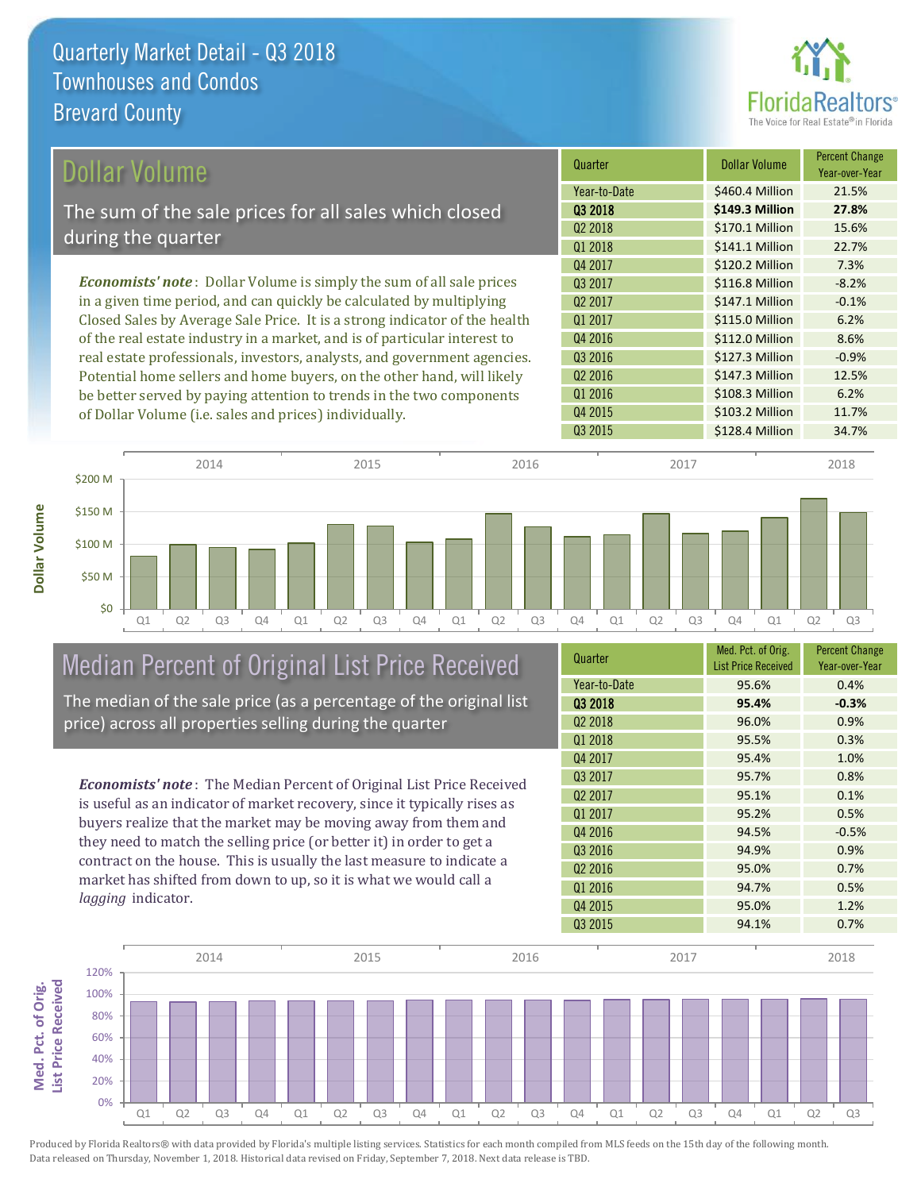# Quarterly Market Detail - Q3 2018
## Townhouses and Condos
## Brevard County

## Dollar Volume

The sum of the sale prices for all sales which closed during the quarter

***Economists' note***: Dollar Volume is simply the sum of all sale prices in a given time period, and can quickly be calculated by multiplying Closed Sales by Average Sale Price. It is a strong indicator of the health of the real estate industry in a market, and is of particular interest to real estate professionals, investors, analysts, and government agencies. Potential home sellers and home buyers, on the other hand, will likely be better served by paying attention to trends in the two components of Dollar Volume (i.e. sales and prices) individually.

| Quarter | Dollar Volume | Percent Change Year-over-Year |
|---|---|---|
| Year-to-Date | $460.4 Million | 21.5% |
| **Q3 2018** | **$149.3 Million** | **27.8%** |
| Q2 2018 | $170.1 Million | 15.6% |
| Q1 2018 | $141.1 Million | 22.7% |
| Q4 2017 | $120.2 Million | 7.3% |
| Q3 2017 | $116.8 Million | -8.2% |
| Q2 2017 | $147.1 Million | -0.1% |
| Q1 2017 | $115.0 Million | 6.2% |
| Q4 2016 | $112.0 Million | 8.6% |
| Q3 2016 | $127.3 Million | -0.9% |
| Q2 2016 | $147.3 Million | 12.5% |
| Q1 2016 | $108.3 Million | 6.2% |
| Q4 2015 | $103.2 Million | 11.7% |
| Q3 2015 | $128.4 Million | 34.7% |

## Median Percent of Original List Price Received

The median of the sale price (as a percentage of the original list price) across all properties selling during the quarter

***Economists' note***: The Median Percent of Original List Price Received is useful as an indicator of market recovery, since it typically rises as buyers realize that the market may be moving away from them and they need to match the selling price (or better it) in order to get a contract on the house. This is usually the last measure to indicate a market has shifted from down to up, so it is what we would call a *lagging* indicator.

| Quarter | Med. Pct. of Orig. List Price Received | Percent Change Year-over-Year |
|---|---|---|
| Year-to-Date | 95.6% | 0.4% |
| **Q3 2018** | **95.4%** | **-0.3%** |
| Q2 2018 | 96.0% | 0.9% |
| Q1 2018 | 95.5% | 0.3% |
| Q4 2017 | 95.4% | 1.0% |
| Q3 2017 | 95.7% | 0.8% |
| Q2 2017 | 95.1% | 0.1% |
| Q1 2017 | 95.2% | 0.5% |
| Q4 2016 | 94.5% | -0.5% |
| Q3 2016 | 94.9% | 0.9% |
| Q2 2016 | 95.0% | 0.7% |
| Q1 2016 | 94.7% | 0.5% |
| Q4 2015 | 95.0% | 1.2% |
| Q3 2015 | 94.1% | 0.7% |

Produced by Florida Realtors® with data provided by Florida's multiple listing services. Statistics for each month compiled from MLS feeds on the 15th day of the following month. Data released on Thursday, November 1, 2018. Historical data revised on Friday, September 7, 2018. Next data release is TBD.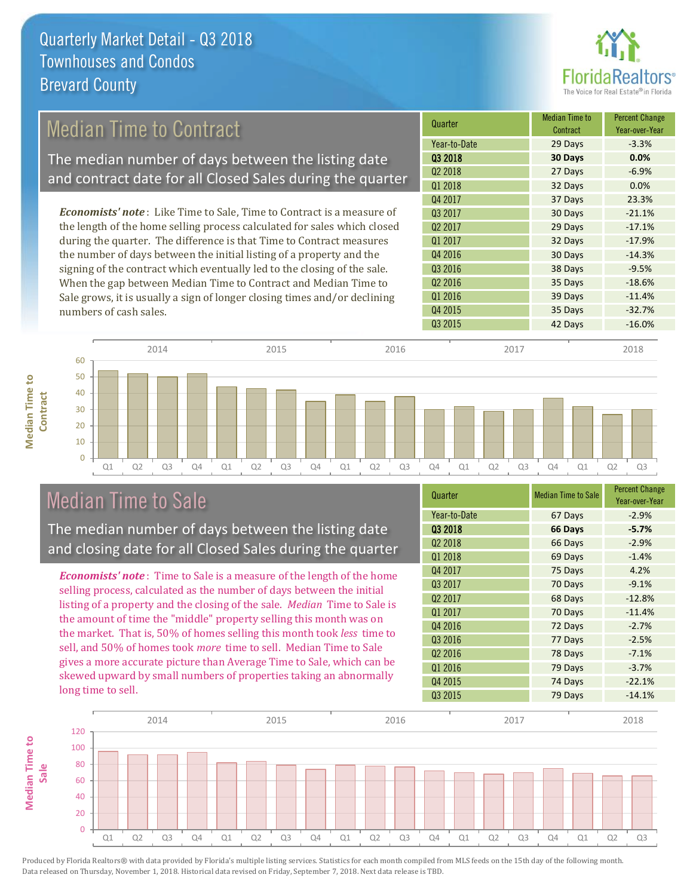# Quarterly Market Detail - Q3 2018
## Townhouses and Condos
## Brevard County

## Median Time to Contract

The median number of days between the listing date and contract date for all Closed Sales during the quarter

*Economists' note*: Like Time to Sale, Time to Contract is a measure of the length of the home selling process calculated for sales which closed during the quarter. The difference is that Time to Contract measures the number of days between the initial listing of a property and the signing of the contract which eventually led to the closing of the sale. When the gap between Median Time to Contract and Median Time to Sale grows, it is usually a sign of longer closing times and/or declining numbers of cash sales.

| Quarter | Median Time to Contract | Percent Change Year-over-Year |
|---|---|---|
| Year-to-Date | 29 Days | -3.3% |
| **Q3 2018** | **30 Days** | **0.0%** |
| Q2 2018 | 27 Days | -6.9% |
| Q1 2018 | 32 Days | 0.0% |
| Q4 2017 | 37 Days | 23.3% |
| Q3 2017 | 30 Days | -21.1% |
| Q2 2017 | 29 Days | -17.1% |
| Q1 2017 | 32 Days | -17.9% |
| Q4 2016 | 30 Days | -14.3% |
| Q3 2016 | 38 Days | -9.5% |
| Q2 2016 | 35 Days | -18.6% |
| Q1 2016 | 39 Days | -11.4% |
| Q4 2015 | 35 Days | -32.7% |
| Q3 2015 | 42 Days | -16.0% |

## Median Time to Sale

The median number of days between the listing date and closing date for all Closed Sales during the quarter

*Economists' note*: Time to Sale is a measure of the length of the home selling process, calculated as the number of days between the initial listing of a property and the closing of the sale. *Median* Time to Sale is the amount of time the "middle" property selling this month was on the market. That is, 50% of homes selling this month took *less* time to sell, and 50% of homes took *more* time to sell. Median Time to Sale gives a more accurate picture than Average Time to Sale, which can be skewed upward by small numbers of properties taking an abnormally long time to sell.

| Quarter | Median Time to Sale | Percent Change Year-over-Year |
|---|---|---|
| Year-to-Date | 67 Days | -2.9% |
| **Q3 2018** | **66 Days** | **-5.7%** |
| Q2 2018 | 66 Days | -2.9% |
| Q1 2018 | 69 Days | -1.4% |
| Q4 2017 | 75 Days | 4.2% |
| Q3 2017 | 70 Days | -9.1% |
| Q2 2017 | 68 Days | -12.8% |
| Q1 2017 | 70 Days | -11.4% |
| Q4 2016 | 72 Days | -2.7% |
| Q3 2016 | 77 Days | -2.5% |
| Q2 2016 | 78 Days | -7.1% |
| Q1 2016 | 79 Days | -3.7% |
| Q4 2015 | 74 Days | -22.1% |
| Q3 2015 | 79 Days | -14.1% |

Produced by Florida Realtors® with data provided by Florida's multiple listing services. Statistics for each month compiled from MLS feeds on the 15th day of the following month. Data released on Thursday, November 1, 2018. Historical data revised on Friday, September 7, 2018. Next data release is TBD.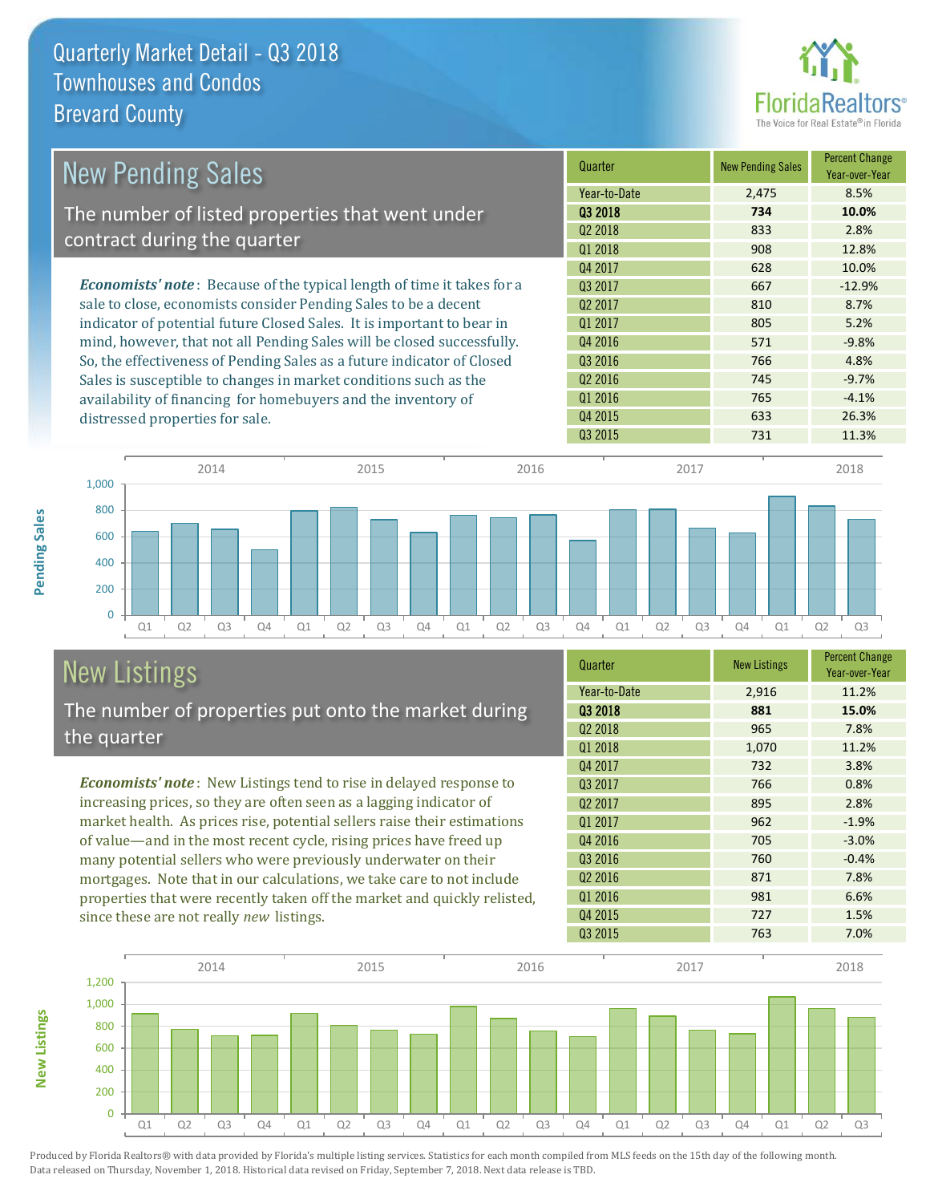# Quarterly Market Detail - Q3 2018
## Townhouses and Condos
## Brevard County

## New Pending Sales

The number of listed properties that went under contract during the quarter

***Economists' note***: Because of the typical length of time it takes for a sale to close, economists consider Pending Sales to be a decent indicator of potential future Closed Sales. It is important to bear in mind, however, that not all Pending Sales will be closed successfully. So, the effectiveness of Pending Sales as a future indicator of Closed Sales is susceptible to changes in market conditions such as the availability of financing for homebuyers and the inventory of distressed properties for sale.

| Quarter | New Pending Sales | Percent Change Year-over-Year |
|---|---|---|
| Year-to-Date | 2,475 | 8.5% |
| **Q3 2018** | **734** | **10.0%** |
| Q2 2018 | 833 | 2.8% |
| Q1 2018 | 908 | 12.8% |
| Q4 2017 | 628 | 10.0% |
| Q3 2017 | 667 | -12.9% |
| Q2 2017 | 810 | 8.7% |
| Q1 2017 | 805 | 5.2% |
| Q4 2016 | 571 | -9.8% |
| Q3 2016 | 766 | 4.8% |
| Q2 2016 | 745 | -9.7% |
| Q1 2016 | 765 | -4.1% |
| Q4 2015 | 633 | 26.3% |
| Q3 2015 | 731 | 11.3% |

## New Listings

The number of properties put onto the market during the quarter

***Economists' note***: New Listings tend to rise in delayed response to increasing prices, so they are often seen as a lagging indicator of market health. As prices rise, potential sellers raise their estimations of value—and in the most recent cycle, rising prices have freed up many potential sellers who were previously underwater on their mortgages. Note that in our calculations, we take care to not include properties that were recently taken off the market and quickly relisted, since these are not really *new* listings.

| Quarter | New Listings | Percent Change Year-over-Year |
|---|---|---|
| Year-to-Date | 2,916 | 11.2% |
| **Q3 2018** | **881** | **15.0%** |
| Q2 2018 | 965 | 7.8% |
| Q1 2018 | 1,070 | 11.2% |
| Q4 2017 | 732 | 3.8% |
| Q3 2017 | 766 | 0.8% |
| Q2 2017 | 895 | 2.8% |
| Q1 2017 | 962 | -1.9% |
| Q4 2016 | 705 | -3.0% |
| Q3 2016 | 760 | -0.4% |
| Q2 2016 | 871 | 7.8% |
| Q1 2016 | 981 | 6.6% |
| Q4 2015 | 727 | 1.5% |
| Q3 2015 | 763 | 7.0% |

Produced by Florida Realtors® with data provided by Florida's multiple listing services. Statistics for each month compiled from MLS feeds on the 15th day of the following month. Data released on Thursday, November 1, 2018. Historical data revised on Friday, September 7, 2018. Next data release is TBD.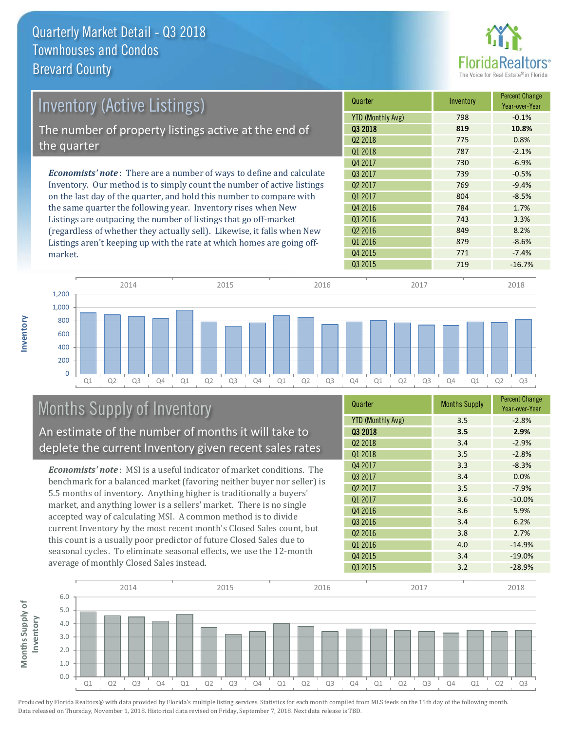# Quarterly Market Detail - Q3 2018
## Townhouses and Condos
## Brevard County

## Inventory (Active Listings)

The number of property listings active at the end of the quarter

***Economists' note***: There are a number of ways to define and calculate Inventory. Our method is to simply count the number of active listings on the last day of the quarter, and hold this number to compare with the same quarter the following year. Inventory rises when New Listings are outpacing the number of listings that go off-market (regardless of whether they actually sell). Likewise, it falls when New Listings aren't keeping up with the rate at which homes are going off-market.

| Quarter | Inventory | Percent Change Year-over-Year |
|---|---|---|
| YTD (Monthly Avg) | 798 | -0.1% |
| **Q3 2018** | **819** | **10.8%** |
| Q2 2018 | 775 | 0.8% |
| Q1 2018 | 787 | -2.1% |
| Q4 2017 | 730 | -6.9% |
| Q3 2017 | 739 | -0.5% |
| Q2 2017 | 769 | -9.4% |
| Q1 2017 | 804 | -8.5% |
| Q4 2016 | 784 | 1.7% |
| Q3 2016 | 743 | 3.3% |
| Q2 2016 | 849 | 8.2% |
| Q1 2016 | 879 | -8.6% |
| Q4 2015 | 771 | -7.4% |
| Q3 2015 | 719 | -16.7% |

## Months Supply of Inventory

An estimate of the number of months it will take to deplete the current Inventory given recent sales rates

***Economists' note***: MSI is a useful indicator of market conditions. The benchmark for a balanced market (favoring neither buyer nor seller) is 5.5 months of inventory. Anything higher is traditionally a buyers' market, and anything lower is a sellers' market. There is no single accepted way of calculating MSI. A common method is to divide current Inventory by the most recent month's Closed Sales count, but this count is a usually poor predictor of future Closed Sales due to seasonal cycles. To eliminate seasonal effects, we use the 12-month average of monthly Closed Sales instead.

| Quarter | Months Supply | Percent Change Year-over-Year |
|---|---|---|
| YTD (Monthly Avg) | 3.5 | -2.8% |
| **Q3 2018** | **3.5** | **2.9%** |
| Q2 2018 | 3.4 | -2.9% |
| Q1 2018 | 3.5 | -2.8% |
| Q4 2017 | 3.3 | -8.3% |
| Q3 2017 | 3.4 | 0.0% |
| Q2 2017 | 3.5 | -7.9% |
| Q1 2017 | 3.6 | -10.0% |
| Q4 2016 | 3.6 | 5.9% |
| Q3 2016 | 3.4 | 6.2% |
| Q2 2016 | 3.8 | 2.7% |
| Q1 2016 | 4.0 | -14.9% |
| Q4 2015 | 3.4 | -19.0% |
| Q3 2015 | 3.2 | -28.9% |

Produced by Florida Realtors® with data provided by Florida's multiple listing services. Statistics for each month compiled from MLS feeds on the 15th day of the following month. Data released on Thursday, November 1, 2018. Historical data revised on Friday, September 7, 2018. Next data release is TBD.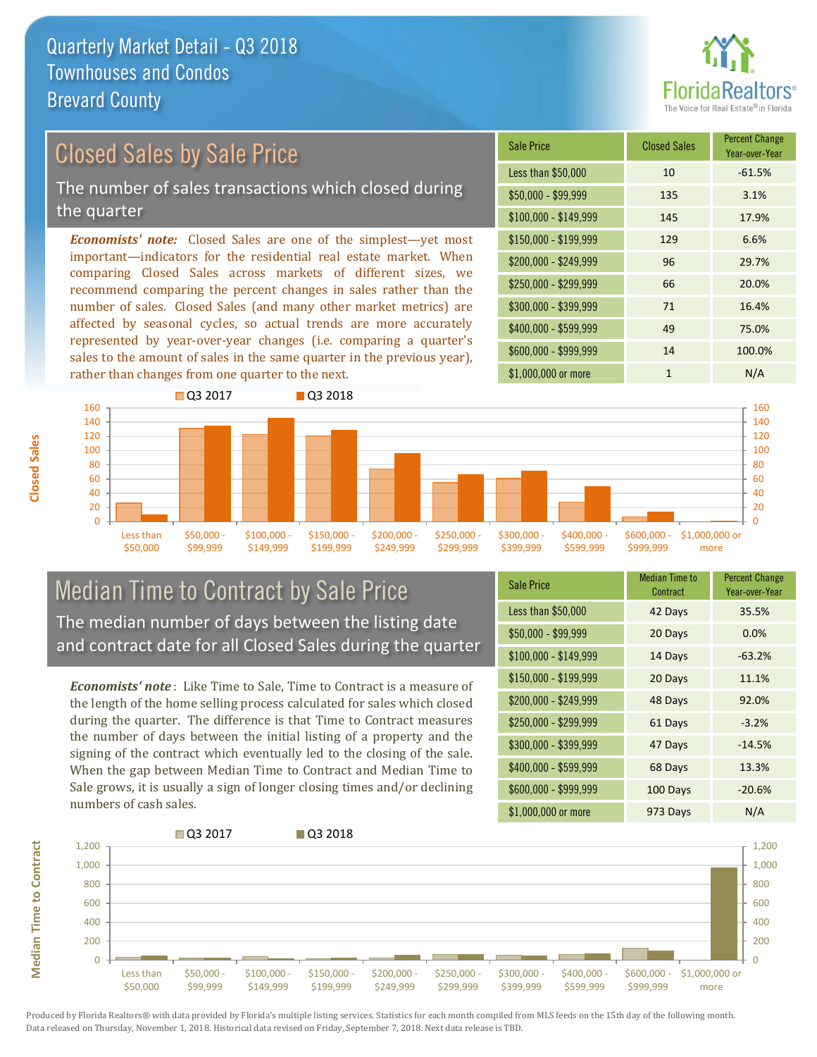# Quarterly Market Detail - Q3 2018
## Townhouses and Condos
## Brevard County

## Closed Sales by Sale Price

The number of sales transactions which closed during the quarter

***Economists' note:*** Closed Sales are one of the simplest—yet most important—indicators for the residential real estate market. When comparing Closed Sales across markets of different sizes, we recommend comparing the percent changes in sales rather than the number of sales. Closed Sales (and many other market metrics) are affected by seasonal cycles, so actual trends are more accurately represented by year-over-year changes (i.e. comparing a quarter's sales to the amount of sales in the same quarter in the previous year), rather than changes from one quarter to the next.

| Sale Price | Closed Sales | Percent Change Year-over-Year |
|---|---|---|
| Less than $50,000 | 10 | -61.5% |
| $50,000 - $99,999 | 135 | 3.1% |
| $100,000 - $149,999 | 145 | 17.9% |
| $150,000 - $199,999 | 129 | 6.6% |
| $200,000 - $249,999 | 96 | 29.7% |
| $250,000 - $299,999 | 66 | 20.0% |
| $300,000 - $399,999 | 71 | 16.4% |
| $400,000 - $599,999 | 49 | 75.0% |
| $600,000 - $999,999 | 14 | 100.0% |
| $1,000,000 or more | 1 | N/A |

## Median Time to Contract by Sale Price

The median number of days between the listing date and contract date for all Closed Sales during the quarter

***Economists' note***: Like Time to Sale, Time to Contract is a measure of the length of the home selling process calculated for sales which closed during the quarter. The difference is that Time to Contract measures the number of days between the initial listing of a property and the signing of the contract which eventually led to the closing of the sale. When the gap between Median Time to Contract and Median Time to Sale grows, it is usually a sign of longer closing times and/or declining numbers of cash sales.

| Sale Price | Median Time to Contract | Percent Change Year-over-Year |
|---|---|---|
| Less than $50,000 | 42 Days | 35.5% |
| $50,000 - $99,999 | 20 Days | 0.0% |
| $100,000 - $149,999 | 14 Days | -63.2% |
| $150,000 - $199,999 | 20 Days | 11.1% |
| $200,000 - $249,999 | 48 Days | 92.0% |
| $250,000 - $299,999 | 61 Days | -3.2% |
| $300,000 - $399,999 | 47 Days | -14.5% |
| $400,000 - $599,999 | 68 Days | 13.3% |
| $600,000 - $999,999 | 100 Days | -20.6% |
| $1,000,000 or more | 973 Days | N/A |

Produced by Florida Realtors® with data provided by Florida's multiple listing services. Statistics for each month compiled from MLS feeds on the 15th day of the following month. Data released on Thursday, November 1, 2018. Historical data revised on Friday, September 7, 2018. Next data release is TBD.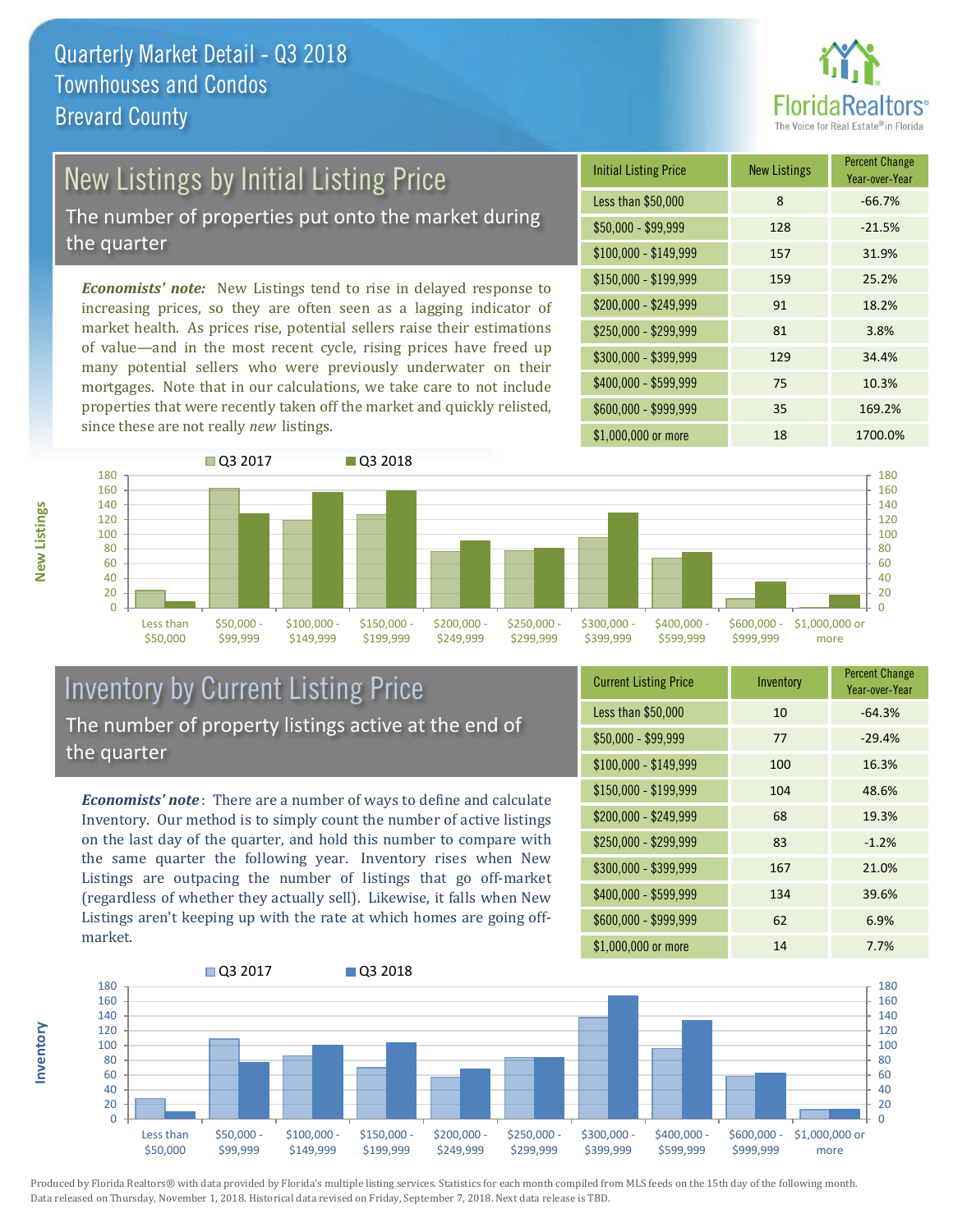# Quarterly Market Detail - Q3 2018
## Townhouses and Condos
## Brevard County

## New Listings by Initial Listing Price

The number of properties put onto the market during the quarter

*Economists' note:* New Listings tend to rise in delayed response to increasing prices, so they are often seen as a lagging indicator of market health. As prices rise, potential sellers raise their estimations of value—and in the most recent cycle, rising prices have freed up many potential sellers who were previously underwater on their mortgages. Note that in our calculations, we take care to not include properties that were recently taken off the market and quickly relisted, since these are not really *new* listings.

| Initial Listing Price | New Listings | Percent Change Year-over-Year |
|---|---|---|
| Less than $50,000 | 8 | -66.7% |
| $50,000 - $99,999 | 128 | -21.5% |
| $100,000 - $149,999 | 157 | 31.9% |
| $150,000 - $199,999 | 159 | 25.2% |
| $200,000 - $249,999 | 91 | 18.2% |
| $250,000 - $299,999 | 81 | 3.8% |
| $300,000 - $399,999 | 129 | 34.4% |
| $400,000 - $599,999 | 75 | 10.3% |
| $600,000 - $999,999 | 35 | 169.2% |
| $1,000,000 or more | 18 | 1700.0% |

## Inventory by Current Listing Price

The number of property listings active at the end of the quarter

*Economists' note*: There are a number of ways to define and calculate Inventory. Our method is to simply count the number of active listings on the last day of the quarter, and hold this number to compare with the same quarter the following year. Inventory rises when New Listings are outpacing the number of listings that go off-market (regardless of whether they actually sell). Likewise, it falls when New Listings aren't keeping up with the rate at which homes are going off-market.

| Current Listing Price | Inventory | Percent Change Year-over-Year |
|---|---|---|
| Less than $50,000 | 10 | -64.3% |
| $50,000 - $99,999 | 77 | -29.4% |
| $100,000 - $149,999 | 100 | 16.3% |
| $150,000 - $199,999 | 104 | 48.6% |
| $200,000 - $249,999 | 68 | 19.3% |
| $250,000 - $299,999 | 83 | -1.2% |
| $300,000 - $399,999 | 167 | 21.0% |
| $400,000 - $599,999 | 134 | 39.6% |
| $600,000 - $999,999 | 62 | 6.9% |
| $1,000,000 or more | 14 | 7.7% |

Produced by Florida Realtors® with data provided by Florida's multiple listing services. Statistics for each month compiled from MLS feeds on the 15th day of the following month. Data released on Thursday, November 1, 2018. Historical data revised on Friday, September 7, 2018. Next data release is TBD.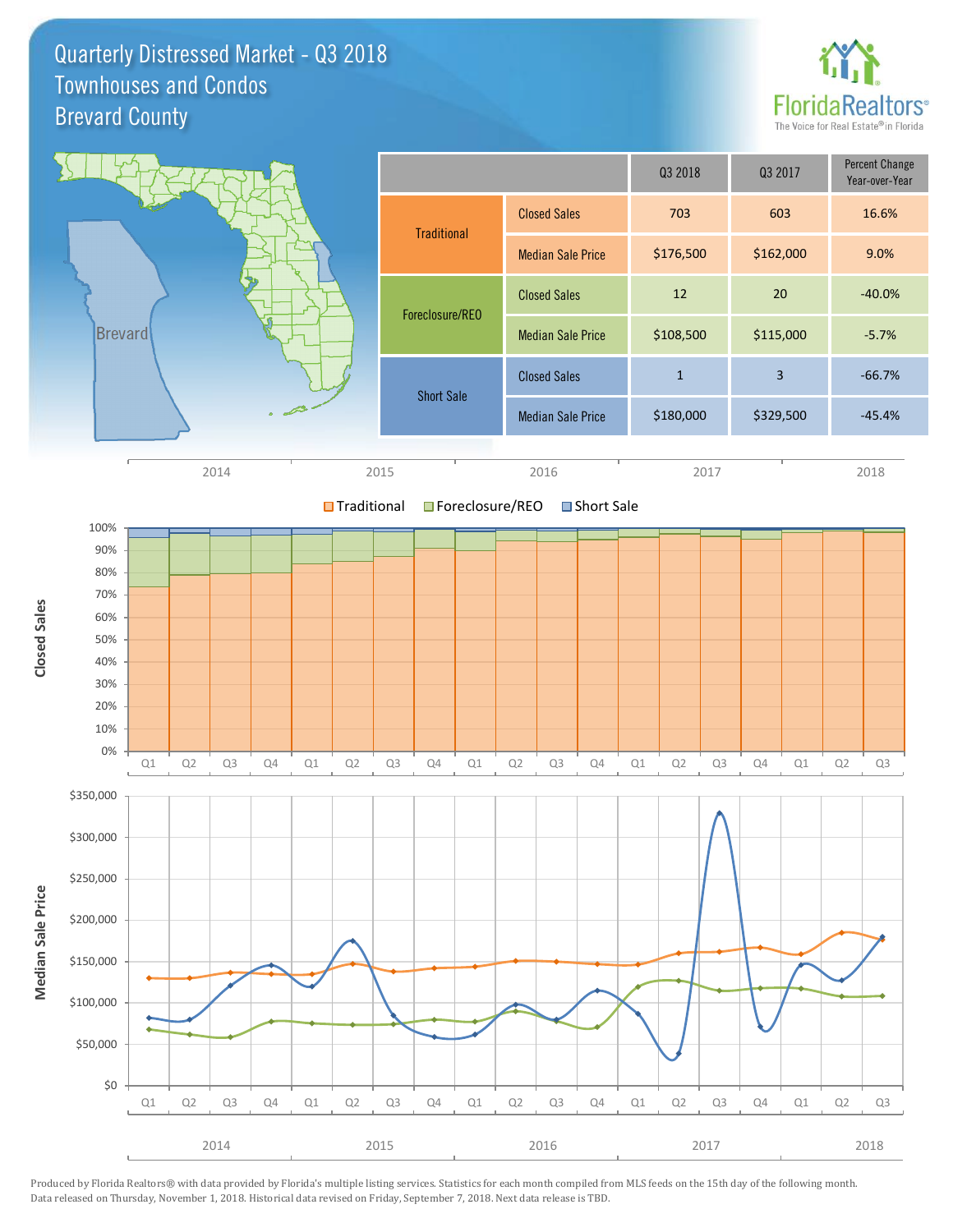# Quarterly Distressed Market - Q3 2018
## Townhouses and Condos
## Brevard County

FloridaRealtors®
The Voice for Real Estate® in Florida

Brevard

| | | Q3 2018 | Q3 2017 | Percent Change Year-over-Year |
|---|---|---|---|---|
| Traditional | Closed Sales | 703 | 603 | 16.6% |
| | Median Sale Price | $176,500 | $162,000 | 9.0% |
| Foreclosure/REO | Closed Sales | 12 | 20 | -40.0% |
| | Median Sale Price | $108,500 | $115,000 | -5.7% |
| Short Sale | Closed Sales | 1 | 3 | -66.7% |
| | Median Sale Price | $180,000 | $329,500 | -45.4% |

2014 2015 2016 2017 2018

Traditional Foreclosure/REO Short Sale

Closed Sales

100% 90% 80% 70% 60% 50% 40% 30% 20% 10% 0%

Q1 Q2 Q3 Q4 Q1 Q2 Q3 Q4 Q1 Q2 Q3 Q4 Q1 Q2 Q3 Q4 Q1 Q2 Q3

Median Sale Price

$350,000 $300,000 $250,000 $200,000 $150,000 $100,000 $50,000 $0

Q1 Q2 Q3 Q4 Q1 Q2 Q3 Q4 Q1 Q2 Q3 Q4 Q1 Q2 Q3 Q4 Q1 Q2 Q3

2014 2015 2016 2017 2018

Produced by Florida Realtors® with data provided by Florida's multiple listing services. Statistics for each month compiled from MLS feeds on the 15th day of the following month. Data released on Thursday, November 1, 2018. Historical data revised on Friday, September 7, 2018. Next data release is TBD.